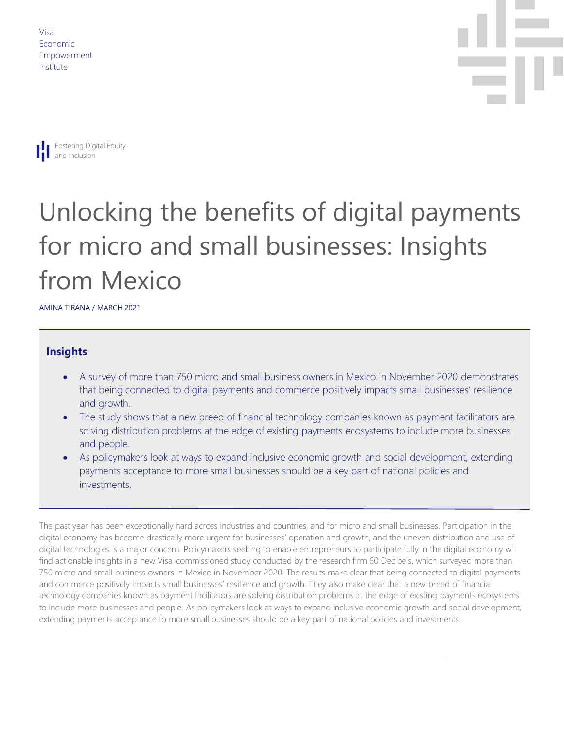Visa
Economic
Empowerment
Institute

Fostering Digital Equity and Inclusion

# Unlocking the benefits of digital payments for micro and small businesses: Insights from Mexico

AMINA TIRANA / MARCH 2021

## Insights

- A survey of more than 750 micro and small business owners in Mexico in November 2020 demonstrates that being connected to digital payments and commerce positively impacts small businesses' resilience and growth.
- The study shows that a new breed of financial technology companies known as payment facilitators are solving distribution problems at the edge of existing payments ecosystems to include more businesses and people.
- As policymakers look at ways to expand inclusive economic growth and social development, extending payments acceptance to more small businesses should be a key part of national policies and investments.

The past year has been exceptionally hard across industries and countries, and for micro and small businesses. Participation in the digital economy has become drastically more urgent for businesses' operation and growth, and the uneven distribution and use of digital technologies is a major concern. Policymakers seeking to enable entrepreneurs to participate fully in the digital economy will find actionable insights in a new Visa-commissioned study conducted by the research firm 60 Decibels, which surveyed more than 750 micro and small business owners in Mexico in November 2020. The results make clear that being connected to digital payments and commerce positively impacts small businesses' resilience and growth. They also make clear that a new breed of financial technology companies known as payment facilitators are solving distribution problems at the edge of existing payments ecosystems to include more businesses and people. As policymakers look at ways to expand inclusive economic growth and social development, extending payments acceptance to more small businesses should be a key part of national policies and investments.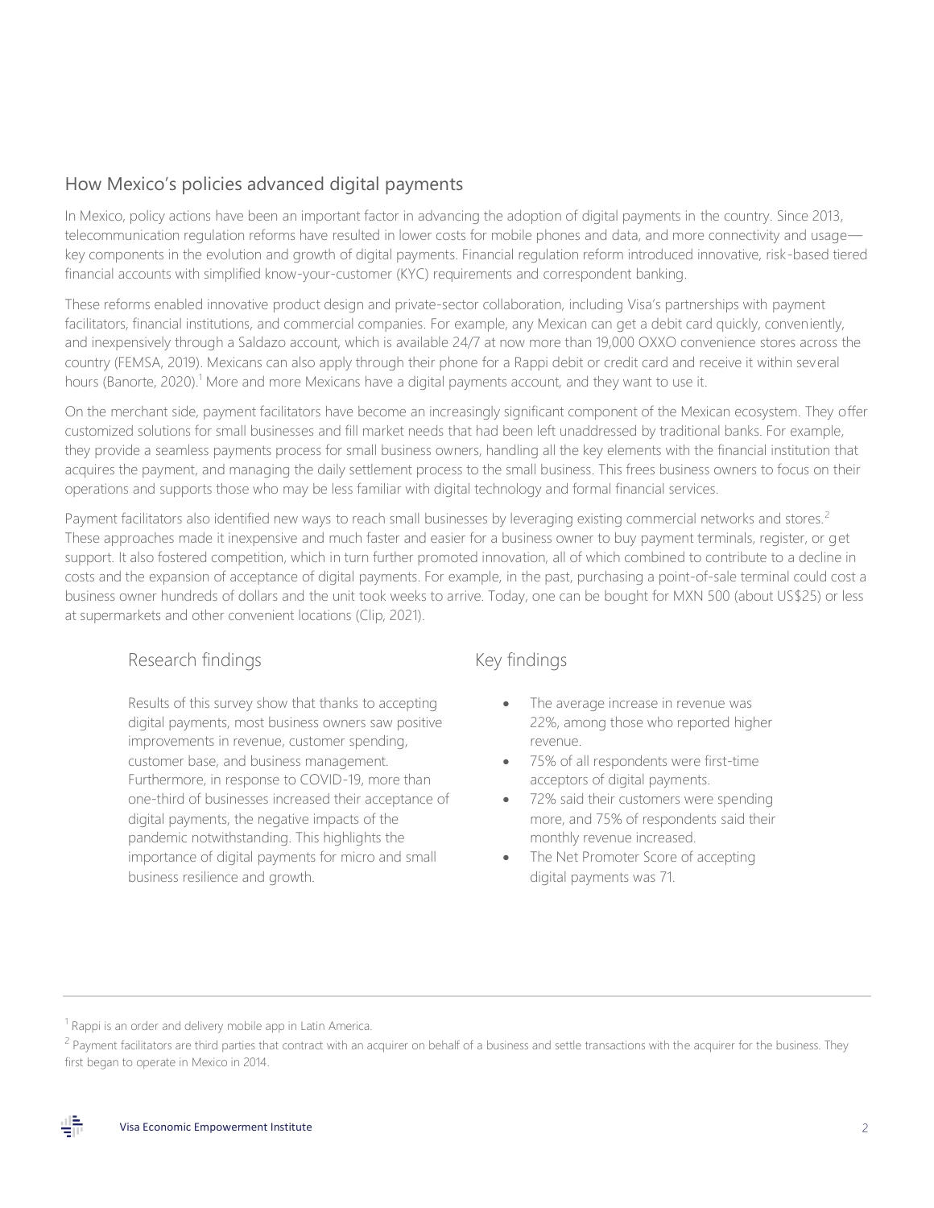## How Mexico's policies advanced digital payments

In Mexico, policy actions have been an important factor in advancing the adoption of digital payments in the country. Since 2013, telecommunication regulation reforms have resulted in lower costs for mobile phones and data, and more connectivity and usage—key components in the evolution and growth of digital payments. Financial regulation reform introduced innovative, risk-based tiered financial accounts with simplified know-your-customer (KYC) requirements and correspondent banking.

These reforms enabled innovative product design and private-sector collaboration, including Visa's partnerships with payment facilitators, financial institutions, and commercial companies. For example, any Mexican can get a debit card quickly, conveniently, and inexpensively through a Saldazo account, which is available 24/7 at now more than 19,000 OXXO convenience stores across the country (FEMSA, 2019). Mexicans can also apply through their phone for a Rappi debit or credit card and receive it within several hours (Banorte, 2020).[1] More and more Mexicans have a digital payments account, and they want to use it.

On the merchant side, payment facilitators have become an increasingly significant component of the Mexican ecosystem. They offer customized solutions for small businesses and fill market needs that had been left unaddressed by traditional banks. For example, they provide a seamless payments process for small business owners, handling all the key elements with the financial institution that acquires the payment, and managing the daily settlement process to the small business. This frees business owners to focus on their operations and supports those who may be less familiar with digital technology and formal financial services.

Payment facilitators also identified new ways to reach small businesses by leveraging existing commercial networks and stores.[2] These approaches made it inexpensive and much faster and easier for a business owner to buy payment terminals, register, or get support. It also fostered competition, which in turn further promoted innovation, all of which combined to contribute to a decline in costs and the expansion of acceptance of digital payments. For example, in the past, purchasing a point-of-sale terminal could cost a business owner hundreds of dollars and the unit took weeks to arrive. Today, one can be bought for MXN 500 (about US$25) or less at supermarkets and other convenient locations (Clip, 2021).

### Research findings

Results of this survey show that thanks to accepting digital payments, most business owners saw positive improvements in revenue, customer spending, customer base, and business management. Furthermore, in response to COVID-19, more than one-third of businesses increased their acceptance of digital payments, the negative impacts of the pandemic notwithstanding. This highlights the importance of digital payments for micro and small business resilience and growth.

### Key findings

- The average increase in revenue was 22%, among those who reported higher revenue.
- 75% of all respondents were first-time acceptors of digital payments.
- 72% said their customers were spending more, and 75% of respondents said their monthly revenue increased.
- The Net Promoter Score of accepting digital payments was 71.

---

[1] Rappi is an order and delivery mobile app in Latin America.

[2] Payment facilitators are third parties that contract with an acquirer on behalf of a business and settle transactions with the acquirer for the business. They first began to operate in Mexico in 2014.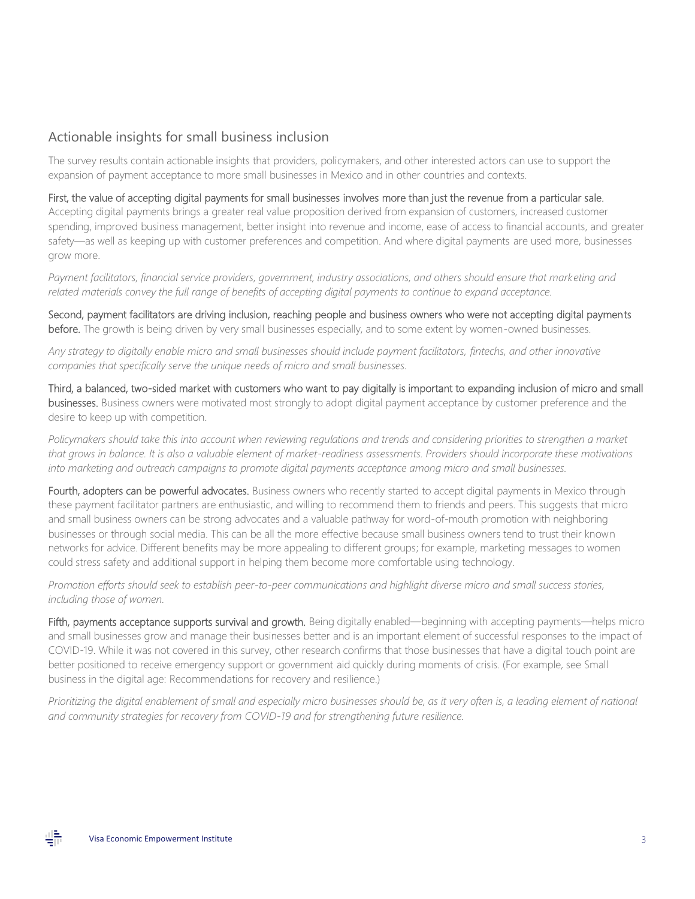## Actionable insights for small business inclusion

The survey results contain actionable insights that providers, policymakers, and other interested actors can use to support the expansion of payment acceptance to more small businesses in Mexico and in other countries and contexts.

**First, the value of accepting digital payments for small businesses involves more than just the revenue from a particular sale.** Accepting digital payments brings a greater real value proposition derived from expansion of customers, increased customer spending, improved business management, better insight into revenue and income, ease of access to financial accounts, and greater safety—as well as keeping up with customer preferences and competition. And where digital payments are used more, businesses grow more.

*Payment facilitators, financial service providers, government, industry associations, and others should ensure that marketing and related materials convey the full range of benefits of accepting digital payments to continue to expand acceptance.*

**Second, payment facilitators are driving inclusion, reaching people and business owners who were not accepting digital payments before.** The growth is being driven by very small businesses especially, and to some extent by women-owned businesses.

*Any strategy to digitally enable micro and small businesses should include payment facilitators, fintechs, and other innovative companies that specifically serve the unique needs of micro and small businesses.*

**Third, a balanced, two-sided market with customers who want to pay digitally is important to expanding inclusion of micro and small businesses.** Business owners were motivated most strongly to adopt digital payment acceptance by customer preference and the desire to keep up with competition.

*Policymakers should take this into account when reviewing regulations and trends and considering priorities to strengthen a market that grows in balance. It is also a valuable element of market-readiness assessments. Providers should incorporate these motivations into marketing and outreach campaigns to promote digital payments acceptance among micro and small businesses.*

**Fourth, adopters can be powerful advocates.** Business owners who recently started to accept digital payments in Mexico through these payment facilitator partners are enthusiastic, and willing to recommend them to friends and peers. This suggests that micro and small business owners can be strong advocates and a valuable pathway for word-of-mouth promotion with neighboring businesses or through social media. This can be all the more effective because small business owners tend to trust their known networks for advice. Different benefits may be more appealing to different groups; for example, marketing messages to women could stress safety and additional support in helping them become more comfortable using technology.

*Promotion efforts should seek to establish peer-to-peer communications and highlight diverse micro and small success stories, including those of women.*

**Fifth, payments acceptance supports survival and growth.** Being digitally enabled—beginning with accepting payments—helps micro and small businesses grow and manage their businesses better and is an important element of successful responses to the impact of COVID-19. While it was not covered in this survey, other research confirms that those businesses that have a digital touch point are better positioned to receive emergency support or government aid quickly during moments of crisis. (For example, see Small business in the digital age: Recommendations for recovery and resilience.)

*Prioritizing the digital enablement of small and especially micro businesses should be, as it very often is, a leading element of national and community strategies for recovery from COVID-19 and for strengthening future resilience.*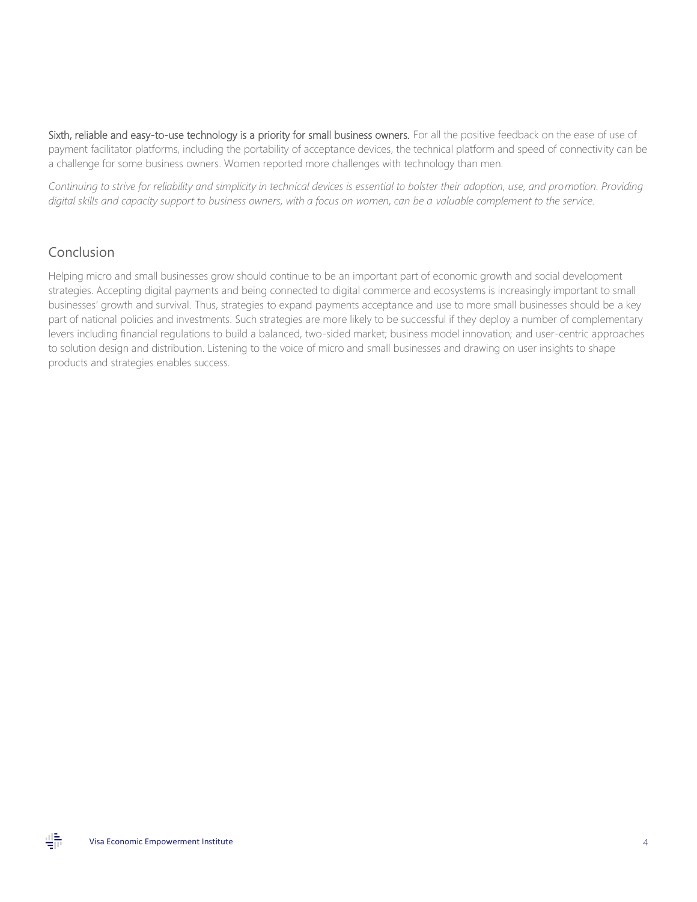**Sixth, reliable and easy-to-use technology is a priority for small business owners.** For all the positive feedback on the ease of use of payment facilitator platforms, including the portability of acceptance devices, the technical platform and speed of connectivity can be a challenge for some business owners. Women reported more challenges with technology than men.

*Continuing to strive for reliability and simplicity in technical devices is essential to bolster their adoption, use, and promotion. Providing digital skills and capacity support to business owners, with a focus on women, can be a valuable complement to the service.*

## Conclusion

Helping micro and small businesses grow should continue to be an important part of economic growth and social development strategies. Accepting digital payments and being connected to digital commerce and ecosystems is increasingly important to small businesses' growth and survival. Thus, strategies to expand payments acceptance and use to more small businesses should be a key part of national policies and investments. Such strategies are more likely to be successful if they deploy a number of complementary levers including financial regulations to build a balanced, two-sided market; business model innovation; and user-centric approaches to solution design and distribution. Listening to the voice of micro and small businesses and drawing on user insights to shape products and strategies enables success.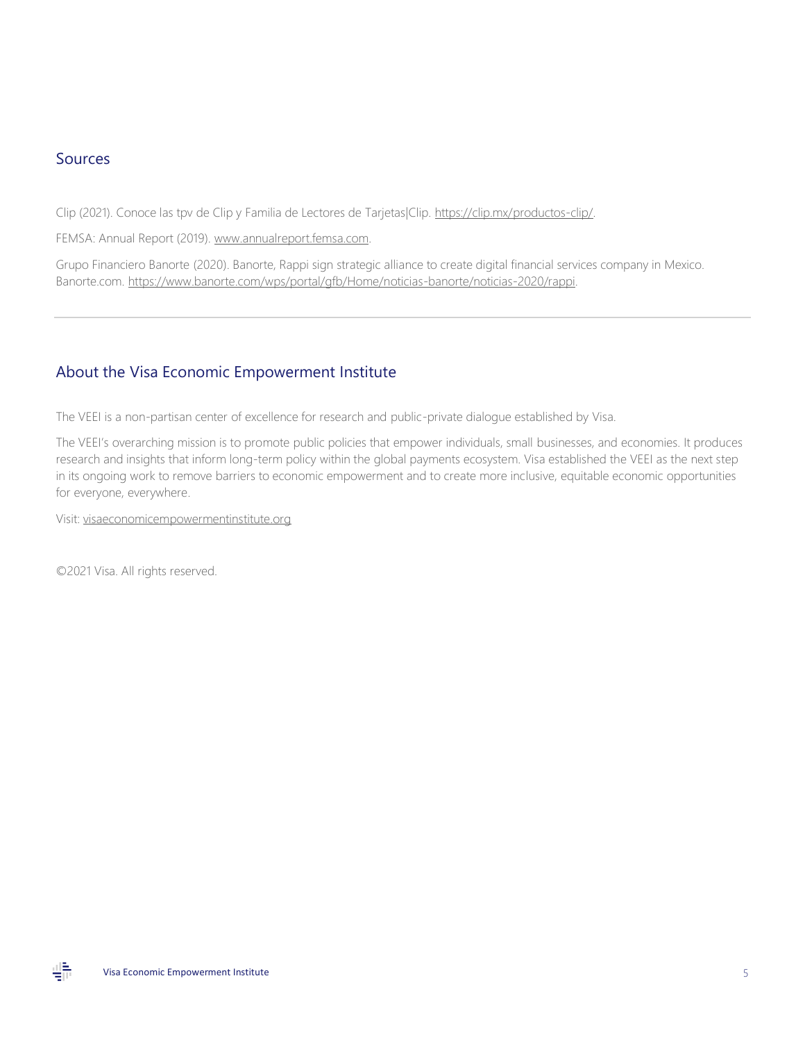## Sources

Clip (2021). Conoce las tpv de Clip y Familia de Lectores de Tarjetas|Clip. https://clip.mx/productos-clip/.

FEMSA: Annual Report (2019). www.annualreport.femsa.com.

Grupo Financiero Banorte (2020). Banorte, Rappi sign strategic alliance to create digital financial services company in Mexico. Banorte.com. https://www.banorte.com/wps/portal/gfb/Home/noticias-banorte/noticias-2020/rappi.

---

## About the Visa Economic Empowerment Institute

The VEEI is a non-partisan center of excellence for research and public-private dialogue established by Visa.

The VEEI's overarching mission is to promote public policies that empower individuals, small businesses, and economies. It produces research and insights that inform long-term policy within the global payments ecosystem. Visa established the VEEI as the next step in its ongoing work to remove barriers to economic empowerment and to create more inclusive, equitable economic opportunities for everyone, everywhere.

Visit: visaeconomicempowermentinstitute.org

©2021 Visa. All rights reserved.